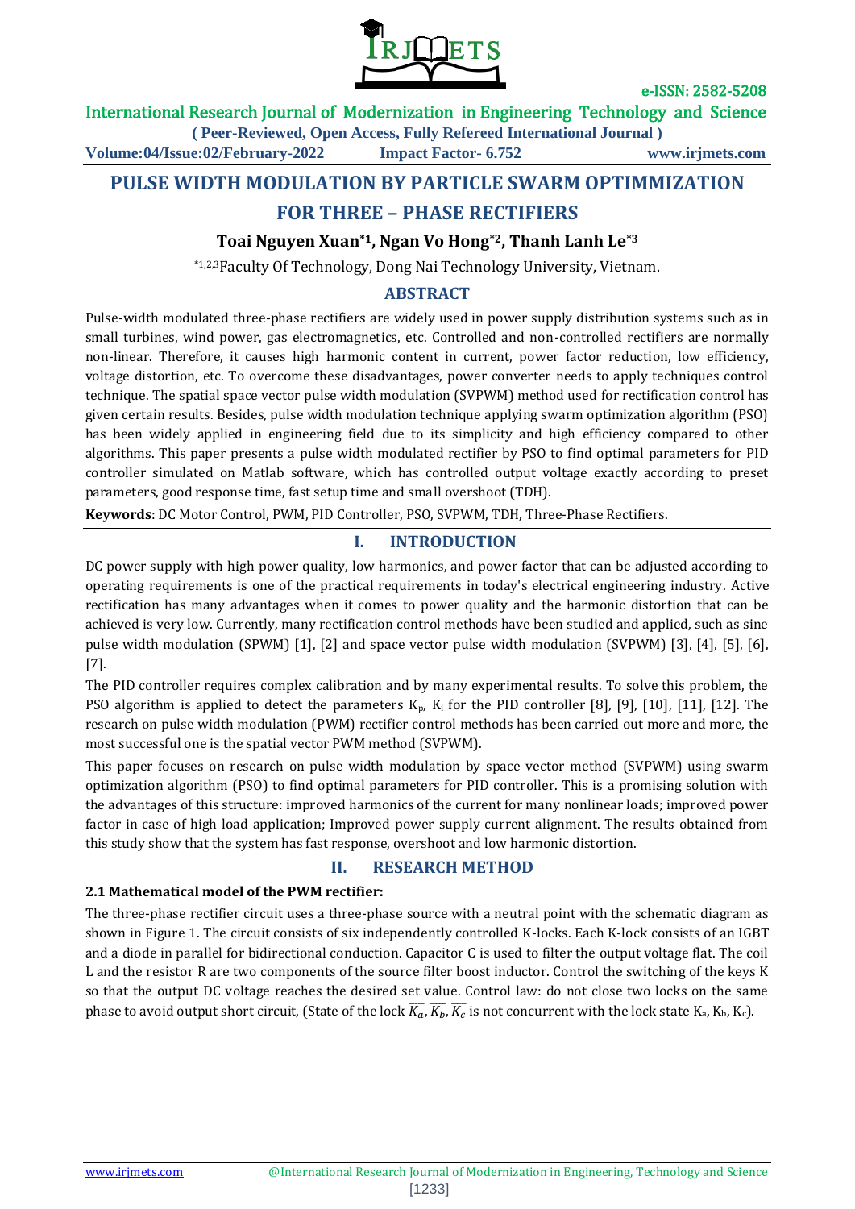# PULSE WIDTH MODULATION BY PARTICLE SWARM OPTIMMIZATION FOR THREE – PHASE RECTIFIERS

**Toai Nguyen Xuan[*1], Ngan Vo Hong[*2], Thanh Lanh Le[*3]**

[*1,2,3]Faculty Of Technology, Dong Nai Technology University, Vietnam.

## ABSTRACT

Pulse-width modulated three-phase rectifiers are widely used in power supply distribution systems such as in small turbines, wind power, gas electromagnetics, etc. Controlled and non-controlled rectifiers are normally non-linear. Therefore, it causes high harmonic content in current, power factor reduction, low efficiency, voltage distortion, etc. To overcome these disadvantages, power converter needs to apply techniques control technique. The spatial space vector pulse width modulation (SVPWM) method used for rectification control has given certain results. Besides, pulse width modulation technique applying swarm optimization algorithm (PSO) has been widely applied in engineering field due to its simplicity and high efficiency compared to other algorithms. This paper presents a pulse width modulated rectifier by PSO to find optimal parameters for PID controller simulated on Matlab software, which has controlled output voltage exactly according to preset parameters, good response time, fast setup time and small overshoot (TDH).

**Keywords**: DC Motor Control, PWM, PID Controller, PSO, SVPWM, TDH, Three-Phase Rectifiers.

## I. INTRODUCTION

DC power supply with high power quality, low harmonics, and power factor that can be adjusted according to operating requirements is one of the practical requirements in today's electrical engineering industry. Active rectification has many advantages when it comes to power quality and the harmonic distortion that can be achieved is very low. Currently, many rectification control methods have been studied and applied, such as sine pulse width modulation (SPWM) [1], [2] and space vector pulse width modulation (SVPWM) [3], [4], [5], [6], [7].

The PID controller requires complex calibration and by many experimental results. To solve this problem, the PSO algorithm is applied to detect the parameters $K_p$, $K_i$ for the PID controller [8], [9], [10], [11], [12]. The research on pulse width modulation (PWM) rectifier control methods has been carried out more and more, the most successful one is the spatial vector PWM method (SVPWM).

This paper focuses on research on pulse width modulation by space vector method (SVPWM) using swarm optimization algorithm (PSO) to find optimal parameters for PID controller. This is a promising solution with the advantages of this structure: improved harmonics of the current for many nonlinear loads; improved power factor in case of high load application; Improved power supply current alignment. The results obtained from this study show that the system has fast response, overshoot and low harmonic distortion.

## II. RESEARCH METHOD

### 2.1 Mathematical model of the PWM rectifier:

The three-phase rectifier circuit uses a three-phase source with a neutral point with the schematic diagram as shown in Figure 1. The circuit consists of six independently controlled K-locks. Each K-lock consists of an IGBT and a diode in parallel for bidirectional conduction. Capacitor C is used to filter the output voltage flat. The coil L and the resistor R are two components of the source filter boost inductor. Control the switching of the keys K so that the output DC voltage reaches the desired set value. Control law: do not close two locks on the same phase to avoid output short circuit, (State of the lock $\overline{K_a}, \overline{K_b}, \overline{K_c}$ is not concurrent with the lock state $K_a$, $K_b$, $K_c$).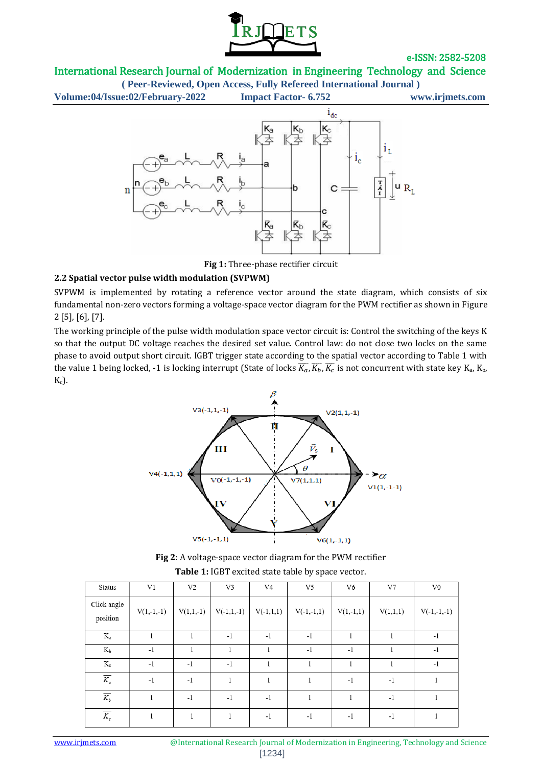Fig 1: Three-phase rectifier circuit

### 2.2 Spatial vector pulse width modulation (SVPWM)

SVPWM is implemented by rotating a reference vector around the state diagram, which consists of six fundamental non-zero vectors forming a voltage-space vector diagram for the PWM rectifier as shown in Figure 2 [5], [6], [7].

The working principle of the pulse width modulation space vector circuit is: Control the switching of the keys K so that the output DC voltage reaches the desired set value. Control law: do not close two locks on the same phase to avoid output short circuit. IGBT trigger state according to the spatial vector according to Table 1 with the value 1 being locked, -1 is locking interrupt (State of locks $\overline{K_a}, \overline{K_b}, \overline{K_c}$ is not concurrent with state key $K_a$, $K_b$, $K_c$).

Fig 2: A voltage-space vector diagram for the PWM rectifier

**Table 1:** IGBT excited state table by space vector.

| Status | V1 | V2 | V3 | V4 | V5 | V6 | V7 | V0 |
|---|---|---|---|---|---|---|---|---|
| Click angle position | V(1,-1,-1) | V(1,1,-1) | V(-1,1,-1) | V(-1,1,1) | V(-1,-1,1) | V(1,-1,1) | V(1,1,1) | V(-1,-1,-1) |
| $K_a$ | 1 | 1 | -1 | -1 | -1 | 1 | 1 | -1 |
| $K_b$ | -1 | 1 | 1 | 1 | -1 | -1 | 1 | -1 |
| $K_c$ | -1 | -1 | -1 | 1 | 1 | 1 | 1 | -1 |
| $\overline{K_a}$ | -1 | -1 | 1 | 1 | 1 | -1 | -1 | 1 |
| $\overline{K_b}$ | 1 | -1 | -1 | -1 | 1 | 1 | -1 | 1 |
| $\overline{K_c}$ | 1 | 1 | 1 | -1 | -1 | -1 | -1 | 1 |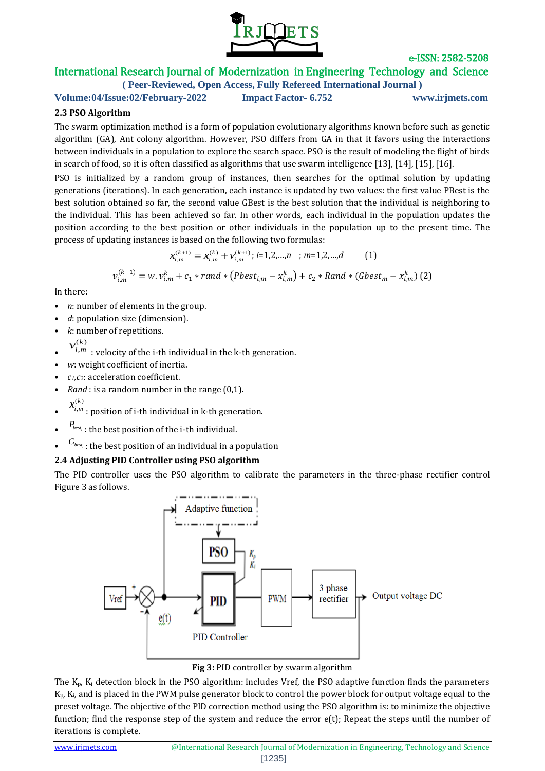### 2.3 PSO Algorithm

The swarm optimization method is a form of population evolutionary algorithms known before such as genetic algorithm (GA), Ant colony algorithm. However, PSO differs from GA in that it favors using the interactions between individuals in a population to explore the search space. PSO is the result of modeling the flight of birds in search of food, so it is often classified as algorithms that use swarm intelligence [13], [14], [15], [16].

PSO is initialized by a random group of instances, then searches for the optimal solution by updating generations (iterations). In each generation, each instance is updated by two values: the first value PBest is the best solution obtained so far, the second value GBest is the best solution that the individual is neighboring to the individual. This has been achieved so far. In other words, each individual in the population updates the position according to the best position or other individuals in the population up to the present time. The process of updating instances is based on the following two formulas:

$$x_{i,m}^{(k+1)} = x_{i,m}^{(k)} + v_{i,m}^{(k+1)};\ i=1,2,\ldots,n \quad ;\ m=1,2,\ldots,d \qquad (1)$$

$$v_{i,m}^{(k+1)} = w.v_{i,m}^{k} + c_1 * rand * \left(Pbest_{i,m} - x_{i,m}^{k}\right) + c_2 * Rand * \left(Gbest_m - x_{i,m}^{k}\right) \ (2)$$

In there:

- $n$: number of elements in the group.
- $d$: population size (dimension).
- $k$: number of repetitions.
- $v_{i,m}^{(k)}$ : velocity of the i-th individual in the k-th generation.
- $w$: weight coefficient of inertia.
- $c_1$,$c_2$: acceleration coefficient.
- $Rand$ : is a random number in the range (0,1).
- $x_{i,m}^{(k)}$ : position of i-th individual in k-th generation.
- $P_{best_i}$ : the best position of the i-th individual.
- $G_{best_i}$ : the best position of an individual in a population

### 2.4 Adjusting PID Controller using PSO algorithm

The PID controller uses the PSO algorithm to calibrate the parameters in the three-phase rectifier control Figure 3 as follows.

**Fig 3:** PID controller by swarm algorithm

The $K_p$, $K_i$ detection block in the PSO algorithm: includes Vref, the PSO adaptive function finds the parameters $K_p$, $K_i$, and is placed in the PWM pulse generator block to control the power block for output voltage equal to the preset voltage. The objective of the PID correction method using the PSO algorithm is: to minimize the objective function; find the response step of the system and reduce the error e(t); Repeat the steps until the number of iterations is complete.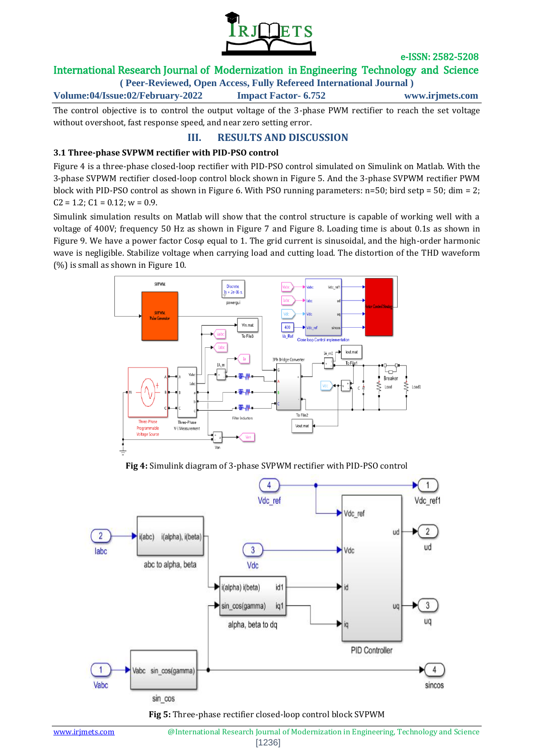The control objective is to control the output voltage of the 3-phase PWM rectifier to reach the set voltage without overshoot, fast response speed, and near zero setting error.

## III. RESULTS AND DISCUSSION

### 3.1 Three-phase SVPWM rectifier with PID-PSO control

Figure 4 is a three-phase closed-loop rectifier with PID-PSO control simulated on Simulink on Matlab. With the 3-phase SVPWM rectifier closed-loop control block shown in Figure 5. And the 3-phase SVPWM rectifier PWM block with PID-PSO control as shown in Figure 6. With PSO running parameters: n=50; bird setp = 50; dim = 2; C2 = 1.2; C1 = 0.12; w = 0.9.

Simulink simulation results on Matlab will show that the control structure is capable of working well with a voltage of 400V; frequency 50 Hz as shown in Figure 7 and Figure 8. Loading time is about 0.1s as shown in Figure 9. We have a power factor Cosφ equal to 1. The grid current is sinusoidal, and the high-order harmonic wave is negligible. Stabilize voltage when carrying load and cutting load. The distortion of the THD waveform (%) is small as shown in Figure 10.

**Fig 4:** Simulink diagram of 3-phase SVPWM rectifier with PID-PSO control

**Fig 5:** Three-phase rectifier closed-loop control block SVPWM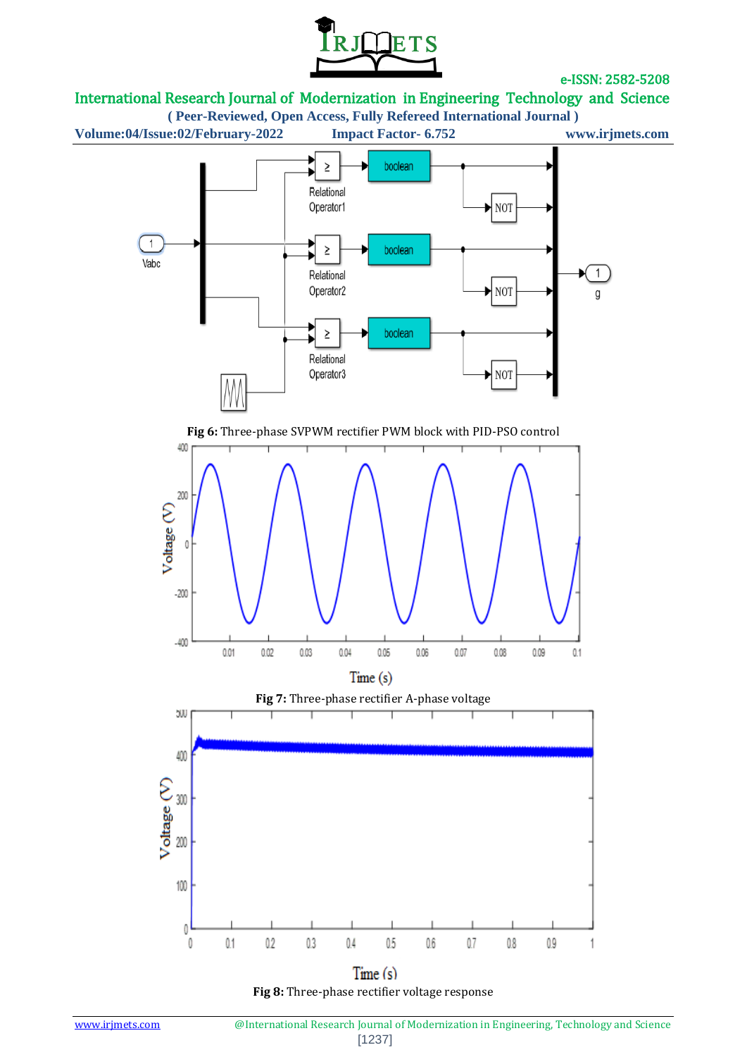Relational Operator1

boolean

NOT

1 Vabc

Relational Operator2

boolean

NOT

1 g

Relational Operator3

boolean

NOT

**Fig 6:** Three-phase SVPWM rectifier PWM block with PID-PSO control

400
200
0
-200
-400
Voltage (V)
0.01 0.02 0.03 0.04 0.05 0.06 0.07 0.08 0.09 0.1
Time (s)

**Fig 7:** Three-phase rectifier A-phase voltage

500
400
300
200
100
0
Voltage (V)
0 0.1 0.2 0.3 0.4 0.5 0.6 0.7 0.8 0.9 1
Time (s)

**Fig 8:** Three-phase rectifier voltage response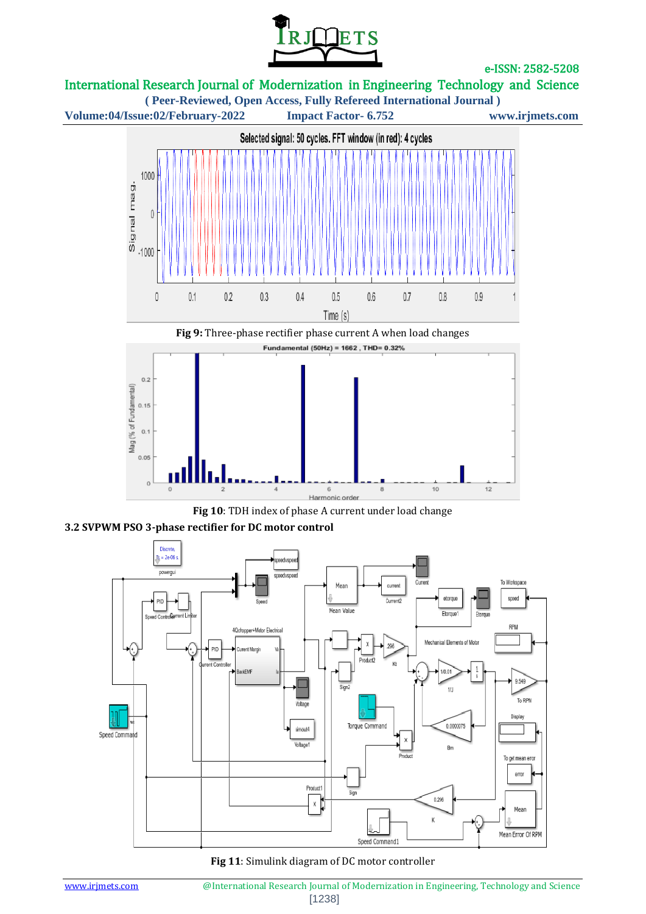Selected signal: 50 cycles. FFT window (in red): 4 cycles

Signal mag.

1000
0
-1000

0 0.1 0.2 0.3 0.4 0.5 0.6 0.7 0.8 0.9 1

Time (s)

**Fig 9:** Three-phase rectifier phase current A when load changes

Fundamental (50Hz) = 1662 , THD= 0.32%

Mag (% of Fundamental)

0.2
0.15
0.1
0.05
0

0 2 4 6 8 10 12

Harmonic order

**Fig 10**: TDH index of phase A current under load change

### 3.2 SVPWM PSO 3-phase rectifier for DC motor control

Discrete, Ts = 2e-06 s.

powergui

speedvspeed

speedvspeed

Speed

Mean

Mean Value

current

Current2

Current

To Workspace

etorque

Etorque1

Etorque

speed

PID

Speed Controller

Current Limiter

4Qchopper+Motor Electrical

Current Margin

BackEMF

Va

Ia

PID

Current Controller

X

Product2

296

Kt

Mechanical Elements of Motor

1/0.01

1/J

1/s

RPM

9.549

To RPM

Sign2

Voltage

simout4

Voltage1

Torque Command

X

Product

0.0000075

Bm

Display

To get mean error

error

Speed Command

Sign

Product1

X

0.296

K

Mean

Mean Error Of RPM

Speed Command1

**Fig 11**: Simulink diagram of DC motor controller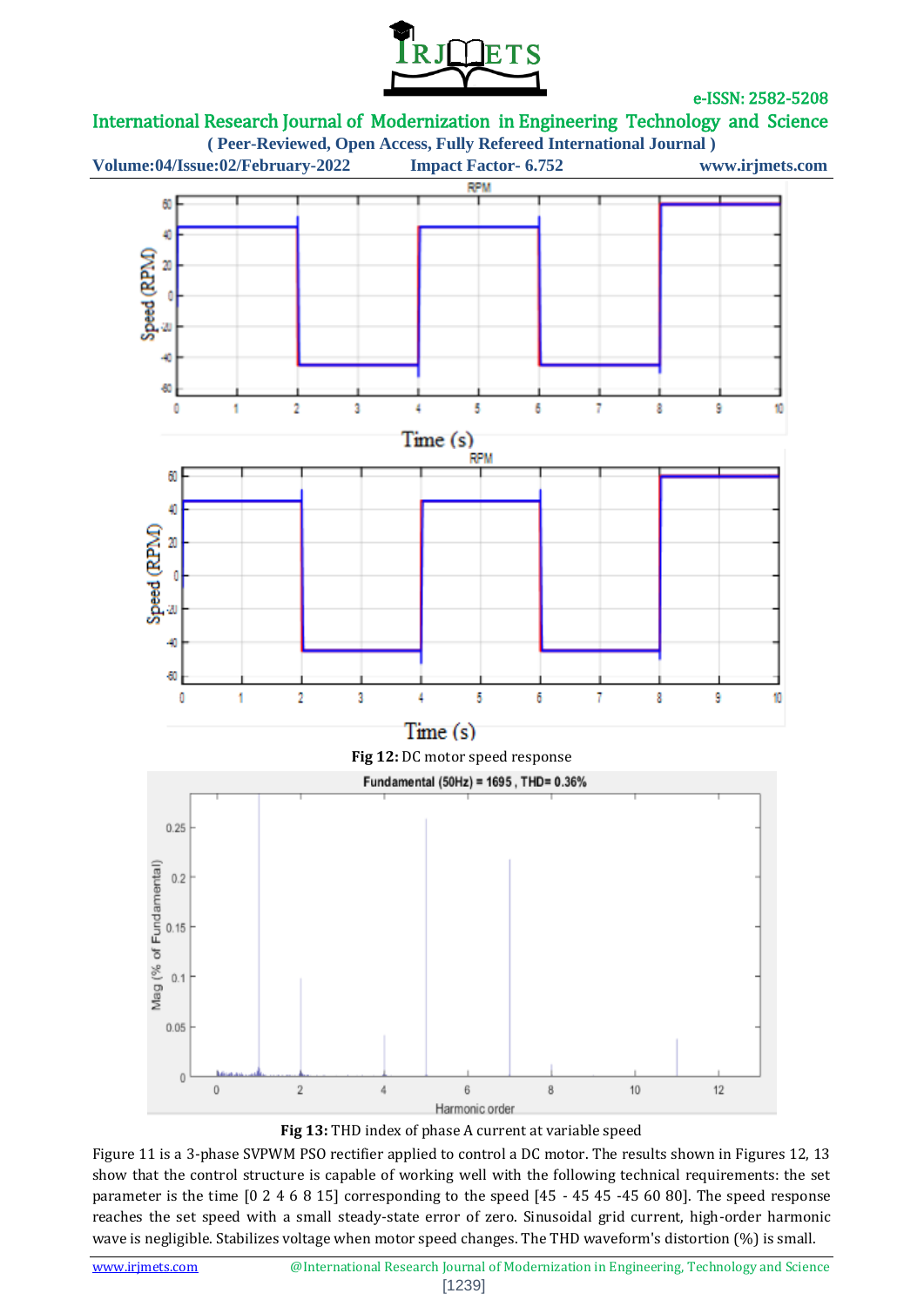RPM

Speed (RPM)

60
40
20
0
-20
-40
-60

0 1 2 3 4 5 6 7 8 9 10

Time (s)

RPM

Speed (RPM)

60
40
20
0
-20
-40
-60

0 1 2 3 4 5 6 7 8 9 10

Time (s)

**Fig 12:** DC motor speed response

Fundamental (50Hz) = 1695 , THD= 0.36%

Mag (% of Fundamental)

0.25
0.2
0.15
0.1
0.05
0

0 2 4 6 8 10 12

Harmonic order

**Fig 13:** THD index of phase A current at variable speed

Figure 11 is a 3-phase SVPWM PSO rectifier applied to control a DC motor. The results shown in Figures 12, 13 show that the control structure is capable of working well with the following technical requirements: the set parameter is the time [0 2 4 6 8 15] corresponding to the speed [45 - 45 45 -45 60 80]. The speed response reaches the set speed with a small steady-state error of zero. Sinusoidal grid current, high-order harmonic wave is negligible. Stabilizes voltage when motor speed changes. The THD waveform's distortion (%) is small.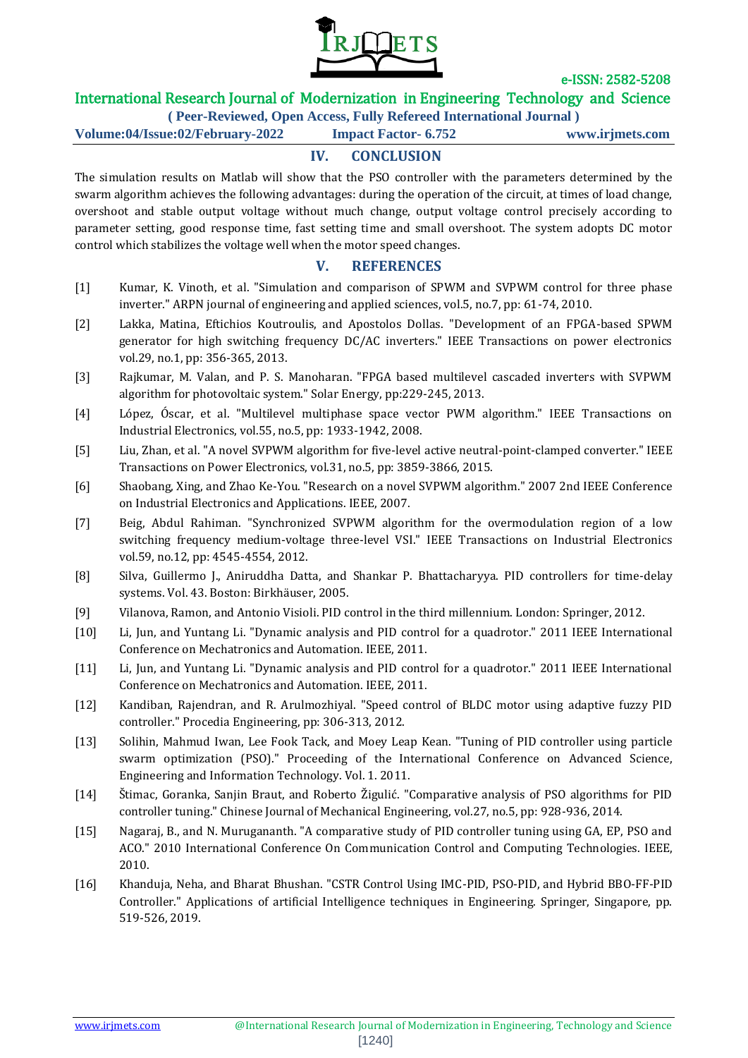## IV. CONCLUSION

The simulation results on Matlab will show that the PSO controller with the parameters determined by the swarm algorithm achieves the following advantages: during the operation of the circuit, at times of load change, overshoot and stable output voltage without much change, output voltage control precisely according to parameter setting, good response time, fast setting time and small overshoot. The system adopts DC motor control which stabilizes the voltage well when the motor speed changes.

## V. REFERENCES

[1] Kumar, K. Vinoth, et al. "Simulation and comparison of SPWM and SVPWM control for three phase inverter." ARPN journal of engineering and applied sciences, vol.5, no.7, pp: 61-74, 2010.

[2] Lakka, Matina, Eftichios Koutroulis, and Apostolos Dollas. "Development of an FPGA-based SPWM generator for high switching frequency DC/AC inverters." IEEE Transactions on power electronics vol.29, no.1, pp: 356-365, 2013.

[3] Rajkumar, M. Valan, and P. S. Manoharan. "FPGA based multilevel cascaded inverters with SVPWM algorithm for photovoltaic system." Solar Energy, pp:229-245, 2013.

[4] López, Óscar, et al. "Multilevel multiphase space vector PWM algorithm." IEEE Transactions on Industrial Electronics, vol.55, no.5, pp: 1933-1942, 2008.

[5] Liu, Zhan, et al. "A novel SVPWM algorithm for five-level active neutral-point-clamped converter." IEEE Transactions on Power Electronics, vol.31, no.5, pp: 3859-3866, 2015.

[6] Shaobang, Xing, and Zhao Ke-You. "Research on a novel SVPWM algorithm." 2007 2nd IEEE Conference on Industrial Electronics and Applications. IEEE, 2007.

[7] Beig, Abdul Rahiman. "Synchronized SVPWM algorithm for the overmodulation region of a low switching frequency medium-voltage three-level VSI." IEEE Transactions on Industrial Electronics vol.59, no.12, pp: 4545-4554, 2012.

[8] Silva, Guillermo J., Aniruddha Datta, and Shankar P. Bhattacharyya. PID controllers for time-delay systems. Vol. 43. Boston: Birkhäuser, 2005.

[9] Vilanova, Ramon, and Antonio Visioli. PID control in the third millennium. London: Springer, 2012.

[10] Li, Jun, and Yuntang Li. "Dynamic analysis and PID control for a quadrotor." 2011 IEEE International Conference on Mechatronics and Automation. IEEE, 2011.

[11] Li, Jun, and Yuntang Li. "Dynamic analysis and PID control for a quadrotor." 2011 IEEE International Conference on Mechatronics and Automation. IEEE, 2011.

[12] Kandiban, Rajendran, and R. Arulmozhiyal. "Speed control of BLDC motor using adaptive fuzzy PID controller." Procedia Engineering, pp: 306-313, 2012.

[13] Solihin, Mahmud Iwan, Lee Fook Tack, and Moey Leap Kean. "Tuning of PID controller using particle swarm optimization (PSO)." Proceeding of the International Conference on Advanced Science, Engineering and Information Technology. Vol. 1. 2011.

[14] Štimac, Goranka, Sanjin Braut, and Roberto Žigulić. "Comparative analysis of PSO algorithms for PID controller tuning." Chinese Journal of Mechanical Engineering, vol.27, no.5, pp: 928-936, 2014.

[15] Nagaraj, B., and N. Murugananth. "A comparative study of PID controller tuning using GA, EP, PSO and ACO." 2010 International Conference On Communication Control and Computing Technologies. IEEE, 2010.

[16] Khanduja, Neha, and Bharat Bhushan. "CSTR Control Using IMC-PID, PSO-PID, and Hybrid BBO-FF-PID Controller." Applications of artificial Intelligence techniques in Engineering. Springer, Singapore, pp. 519-526, 2019.